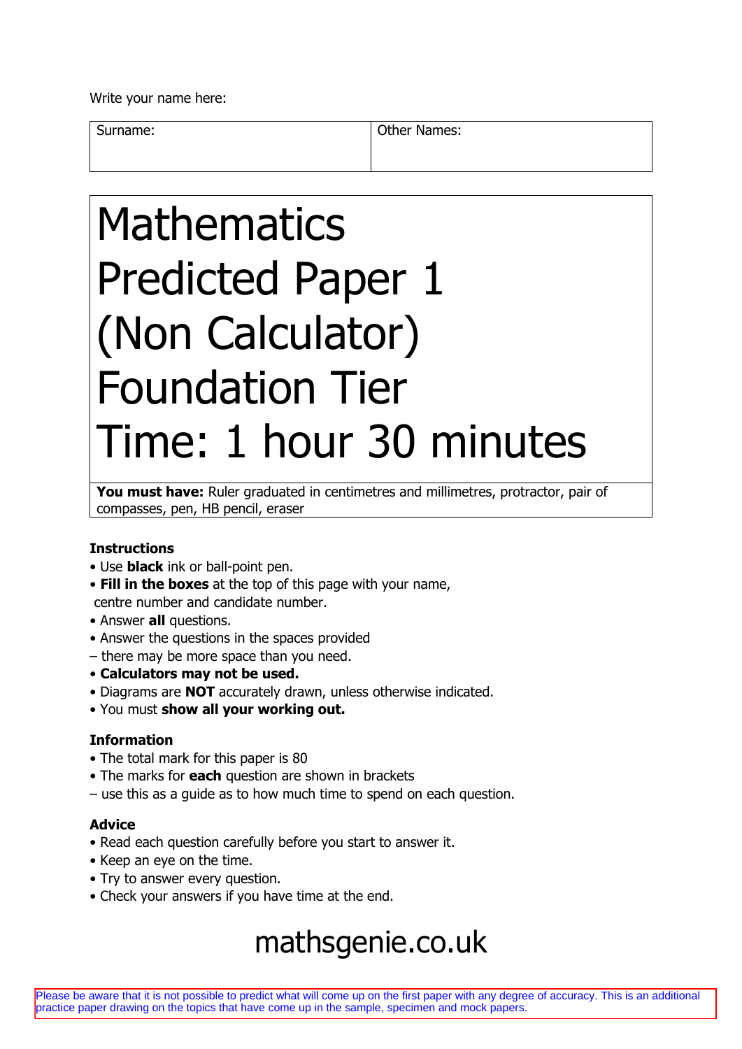Write your name here:

| Surname: | Other Names: |
| --- | --- |
| | |

# Mathematics
# Predicted Paper 1
# (Non Calculator)
# Foundation Tier
# Time: 1 hour 30 minutes

**You must have:** Ruler graduated in centimetres and millimetres, protractor, pair of compasses, pen, HB pencil, eraser

### Instructions

- Use **black** ink or ball-point pen.
- **Fill in the boxes** at the top of this page with your name, centre number and candidate number.
- Answer **all** questions.
- Answer the questions in the spaces provided
– there may be more space than you need.
- **Calculators may not be used.**
- Diagrams are **NOT** accurately drawn, unless otherwise indicated.
- You must **show all your working out.**

### Information

- The total mark for this paper is 80
- The marks for **each** question are shown in brackets
– use this as a guide as to how much time to spend on each question.

### Advice

- Read each question carefully before you start to answer it.
- Keep an eye on the time.
- Try to answer every question.
- Check your answers if you have time at the end.

mathsgenie.co.uk

Please be aware that it is not possible to predict what will come up on the first paper with any degree of accuracy. This is an additional practice paper drawing on the topics that have come up in the sample, specimen and mock papers.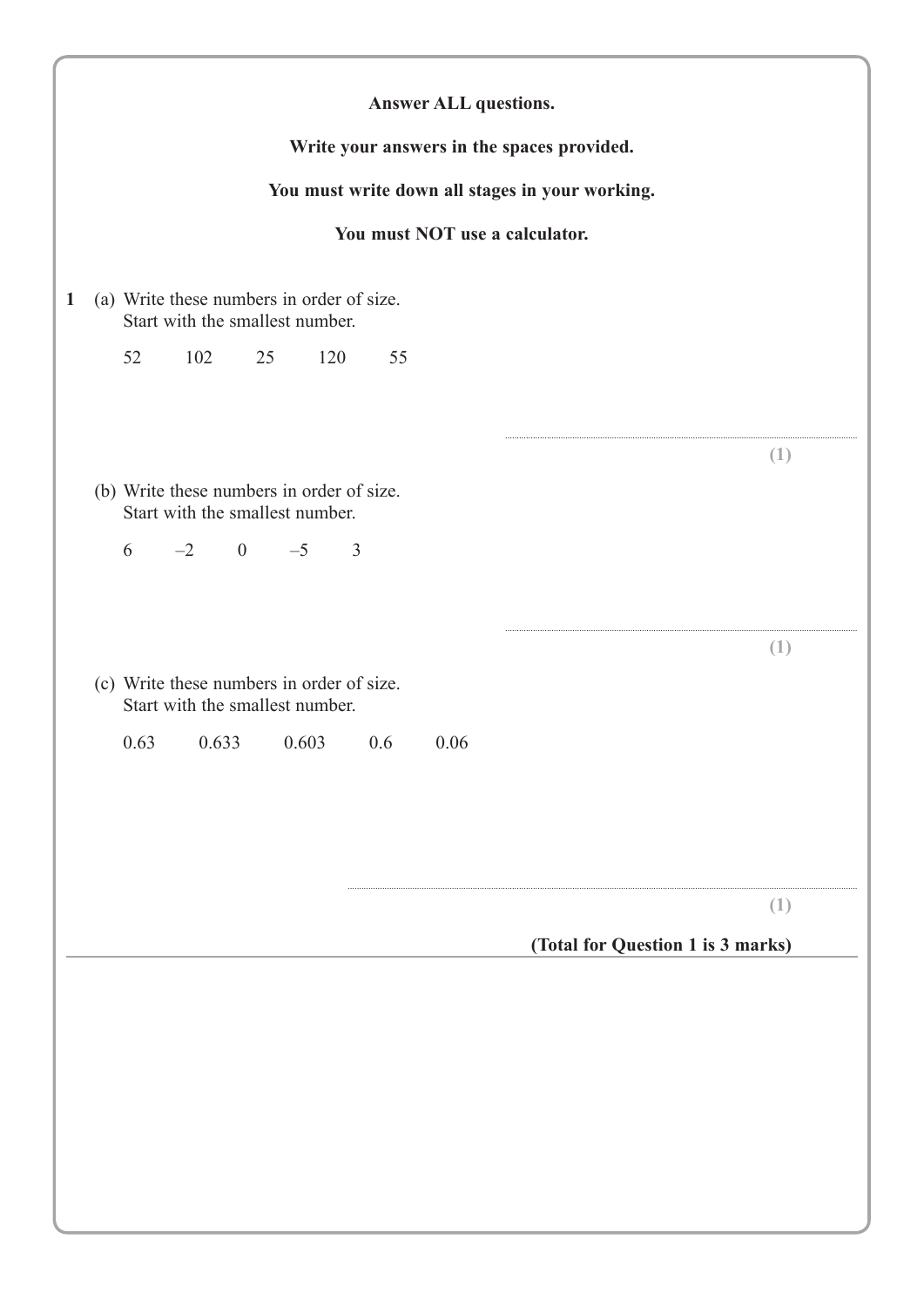**Answer ALL questions.**

**Write your answers in the spaces provided.**

**You must write down all stages in your working.**

**You must NOT use a calculator.**

**1** (a) Write these numbers in order of size.
Start with the smallest number.

52 102 25 120 55

..........................................................

**(1)**

(b) Write these numbers in order of size.
Start with the smallest number.

6 –2 0 –5 3

..........................................................

**(1)**

(c) Write these numbers in order of size.
Start with the smallest number.

0.63 0.633 0.603 0.6 0.06

..........................................................

**(1)**

**(Total for Question 1 is 3 marks)**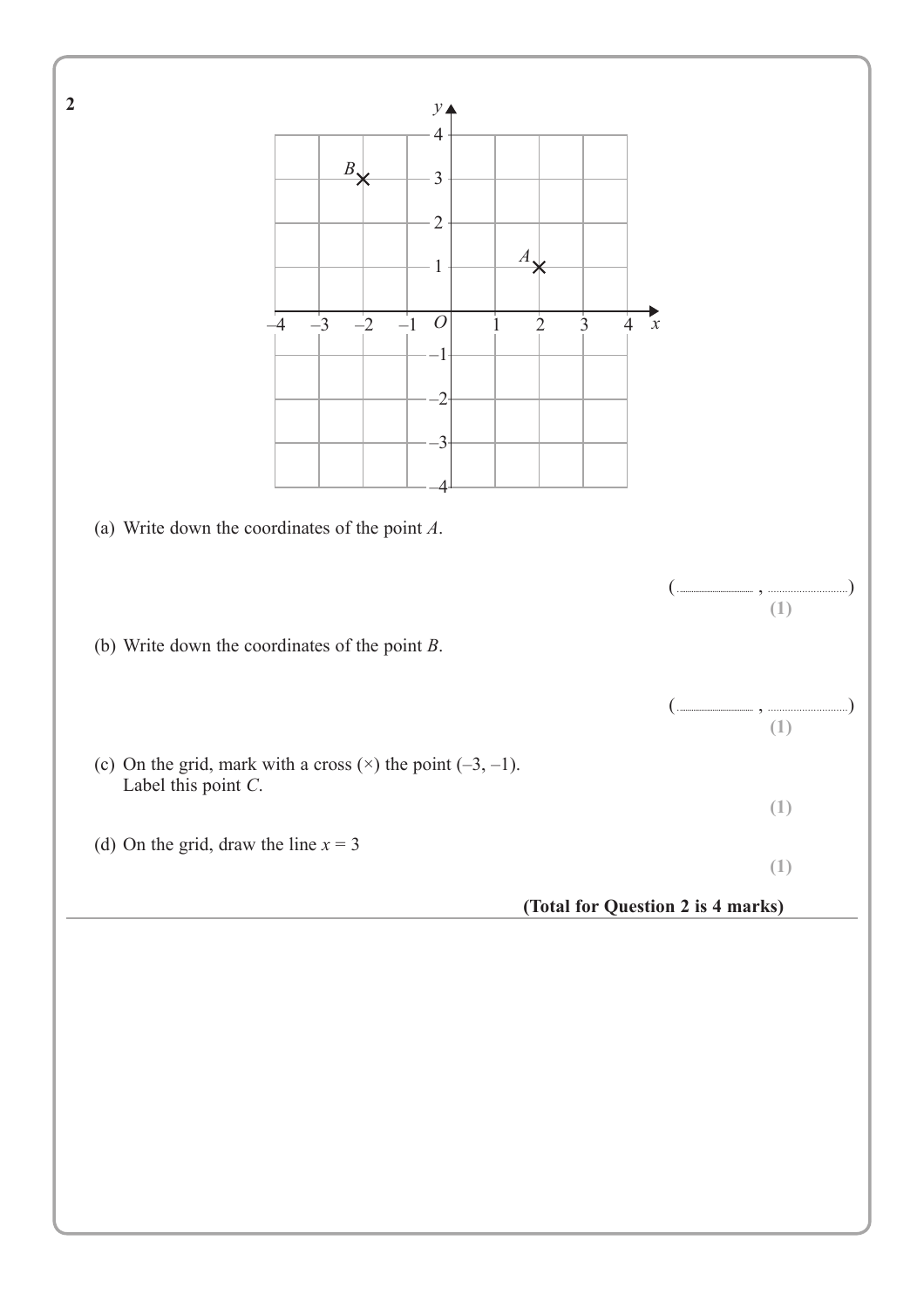**2**

(a) Write down the coordinates of the point $A$.

( .................... , .................... )
**(1)**

(b) Write down the coordinates of the point $B$.

( .................... , .................... )
**(1)**

(c) On the grid, mark with a cross (×) the point (–3, –1).
Label this point $C$.

**(1)**

(d) On the grid, draw the line $x = 3$

**(1)**

**(Total for Question 2 is 4 marks)**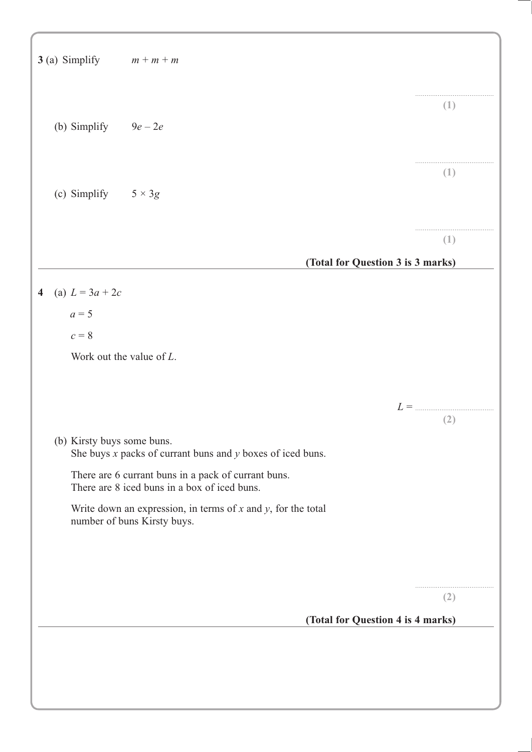**3** (a) Simplify $m + m + m$

..............................................

**(1)**

(b) Simplify $9e - 2e$

..............................................

**(1)**

(c) Simplify $5 \times 3g$

..............................................

**(1)**

**(Total for Question 3 is 3 marks)**

---

**4** (a) $L = 3a + 2c$

$a = 5$

$c = 8$

Work out the value of $L$.

$L =$ ..............................................

**(2)**

(b) Kirsty buys some buns.
She buys $x$ packs of currant buns and $y$ boxes of iced buns.

There are 6 currant buns in a pack of currant buns.
There are 8 iced buns in a box of iced buns.

Write down an expression, in terms of $x$ and $y$, for the total number of buns Kirsty buys.

..............................................

**(2)**

**(Total for Question 4 is 4 marks)**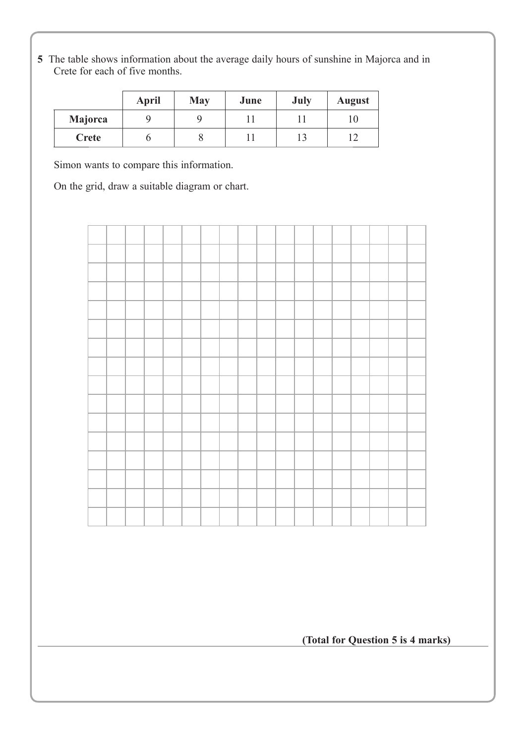**5** The table shows information about the average daily hours of sunshine in Majorca and in Crete for each of five months.

| | April | May | June | July | August |
|---|---|---|---|---|---|
| **Majorca** | 9 | 9 | 11 | 11 | 10 |
| **Crete** | 6 | 8 | 11 | 13 | 12 |

Simon wants to compare this information.

On the grid, draw a suitable diagram or chart.

**(Total for Question 5 is 4 marks)**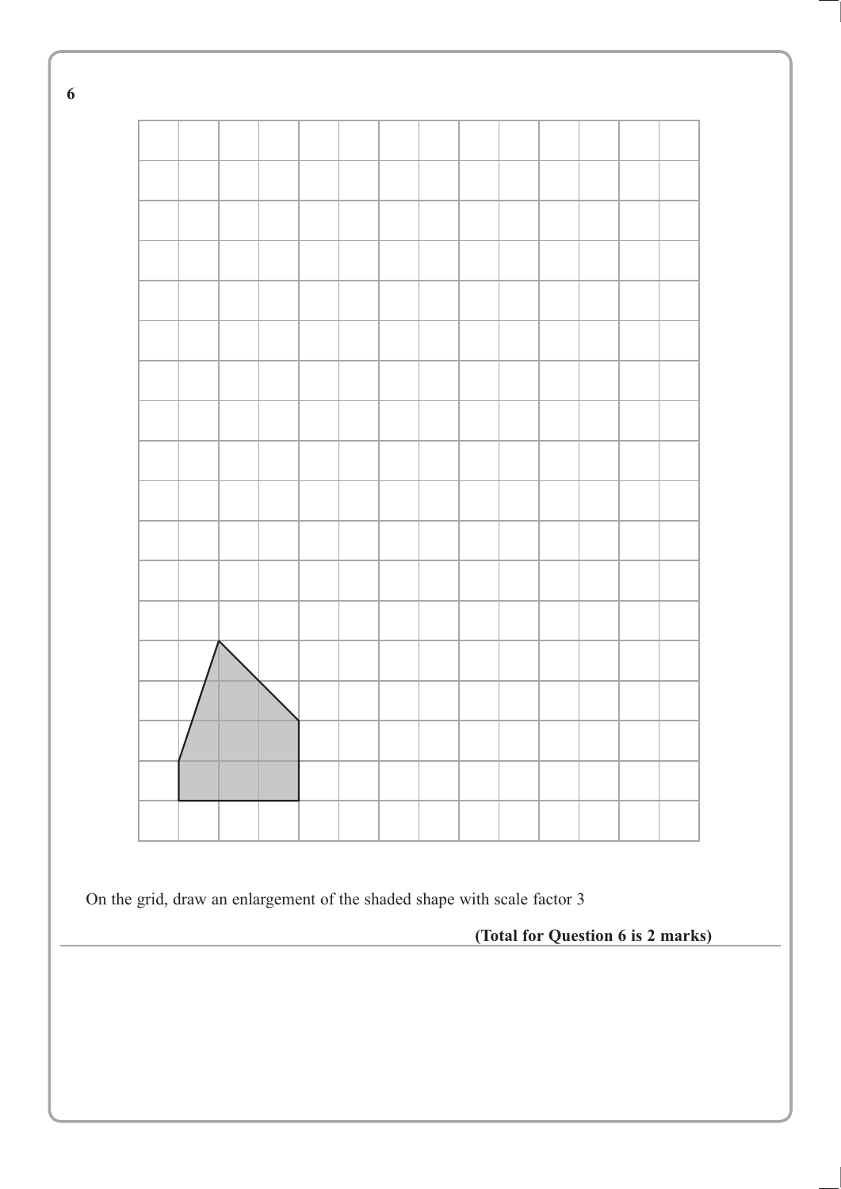**6**

On the grid, draw an enlargement of the shaded shape with scale factor 3

**(Total for Question 6 is 2 marks)**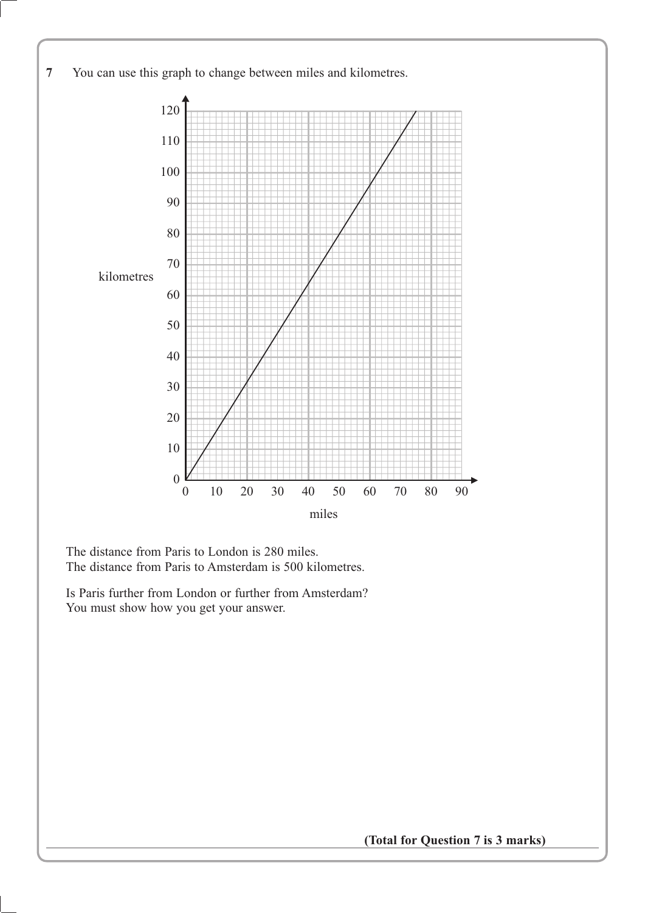**7** You can use this graph to change between miles and kilometres.

kilometres

miles

The distance from Paris to London is 280 miles.
The distance from Paris to Amsterdam is 500 kilometres.

Is Paris further from London or further from Amsterdam?
You must show how you get your answer.

**(Total for Question 7 is 3 marks)**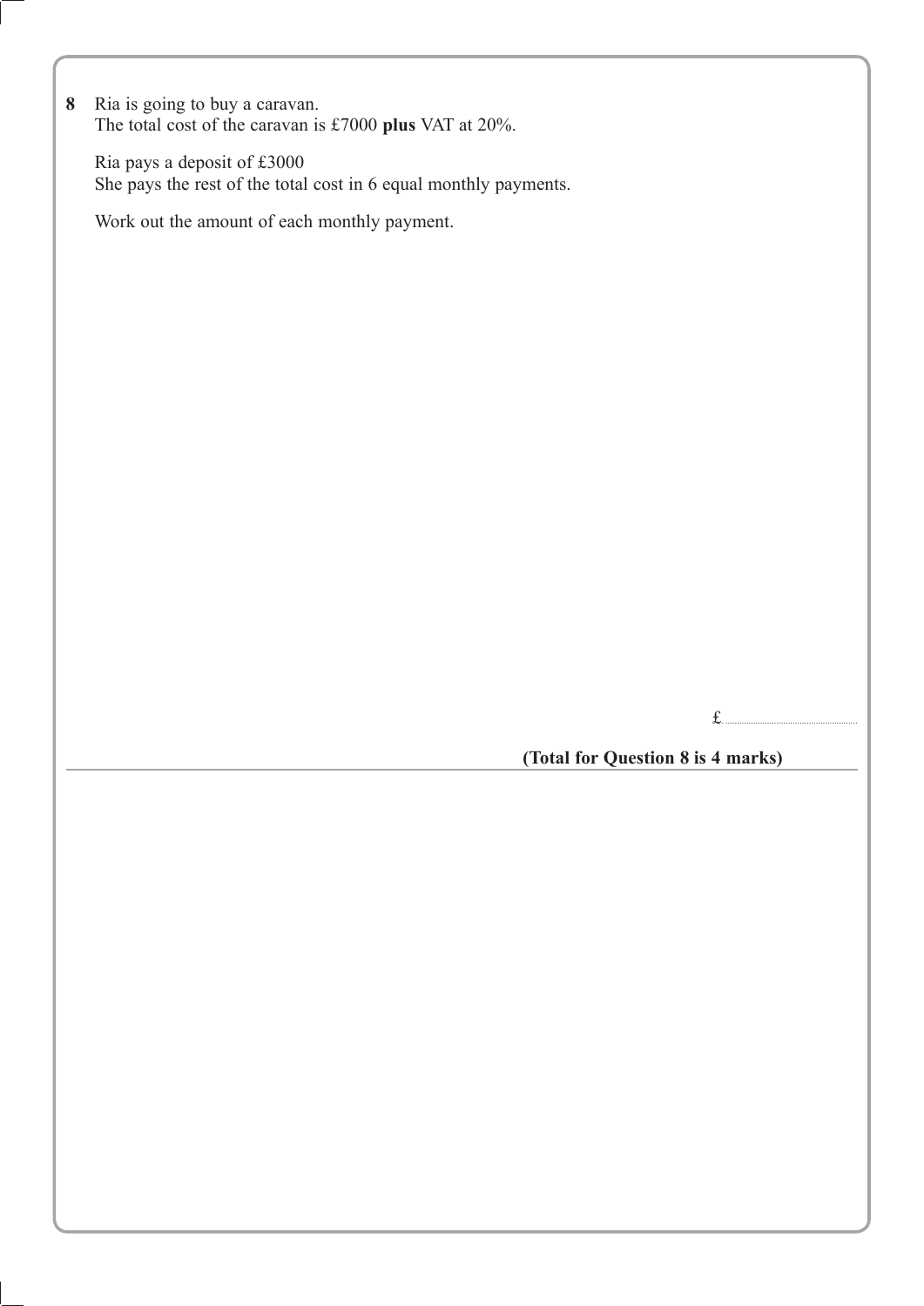**8** Ria is going to buy a caravan.
The total cost of the caravan is £7000 **plus** VAT at 20%.

Ria pays a deposit of £3000
She pays the rest of the total cost in 6 equal monthly payments.

Work out the amount of each monthly payment.

£..............................

**(Total for Question 8 is 4 marks)**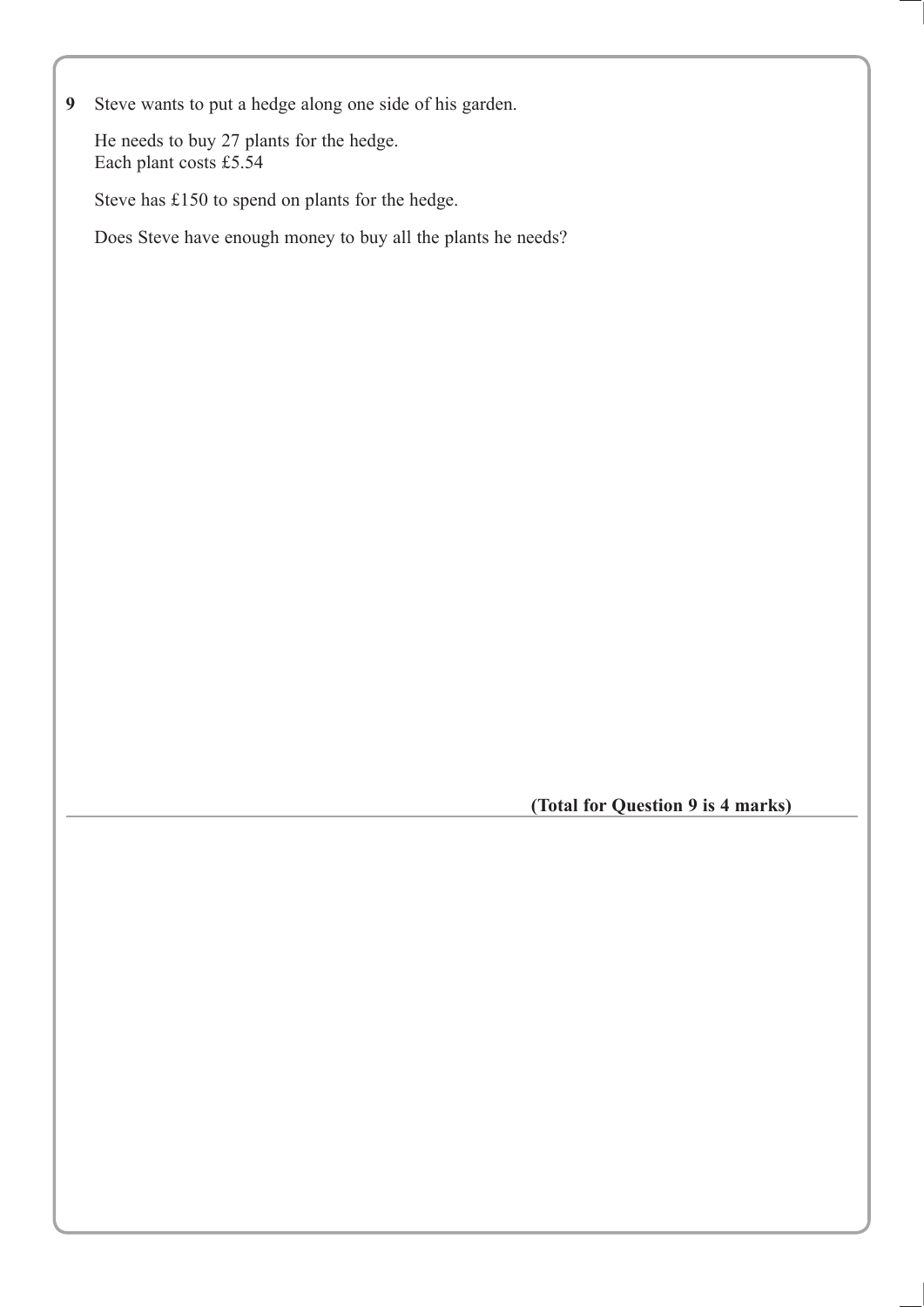**9** Steve wants to put a hedge along one side of his garden.

He needs to buy 27 plants for the hedge.
Each plant costs £5.54

Steve has £150 to spend on plants for the hedge.

Does Steve have enough money to buy all the plants he needs?

**(Total for Question 9 is 4 marks)**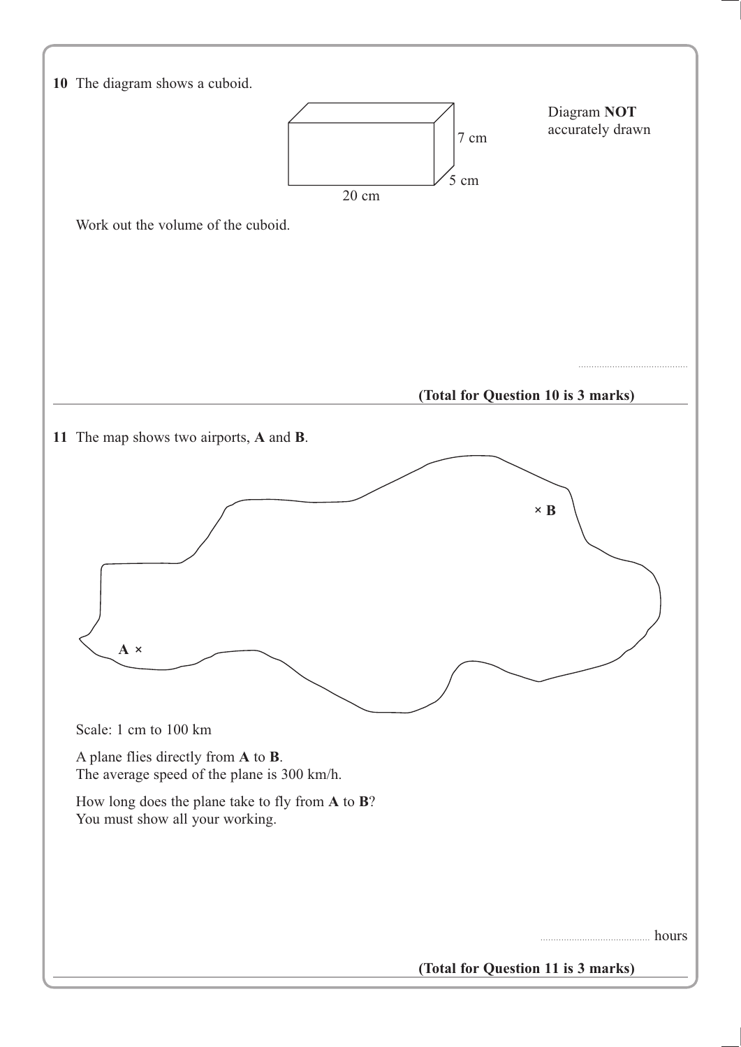**10** The diagram shows a cuboid.

Diagram **NOT** accurately drawn

7 cm

5 cm

20 cm

Work out the volume of the cuboid.

..........................................

**(Total for Question 10 is 3 marks)**

---

**11** The map shows two airports, **A** and **B**.

× B

A ×

Scale: 1 cm to 100 km

A plane flies directly from **A** to **B**.
The average speed of the plane is 300 km/h.

How long does the plane take to fly from **A** to **B**?
You must show all your working.

.......................................... hours

**(Total for Question 11 is 3 marks)**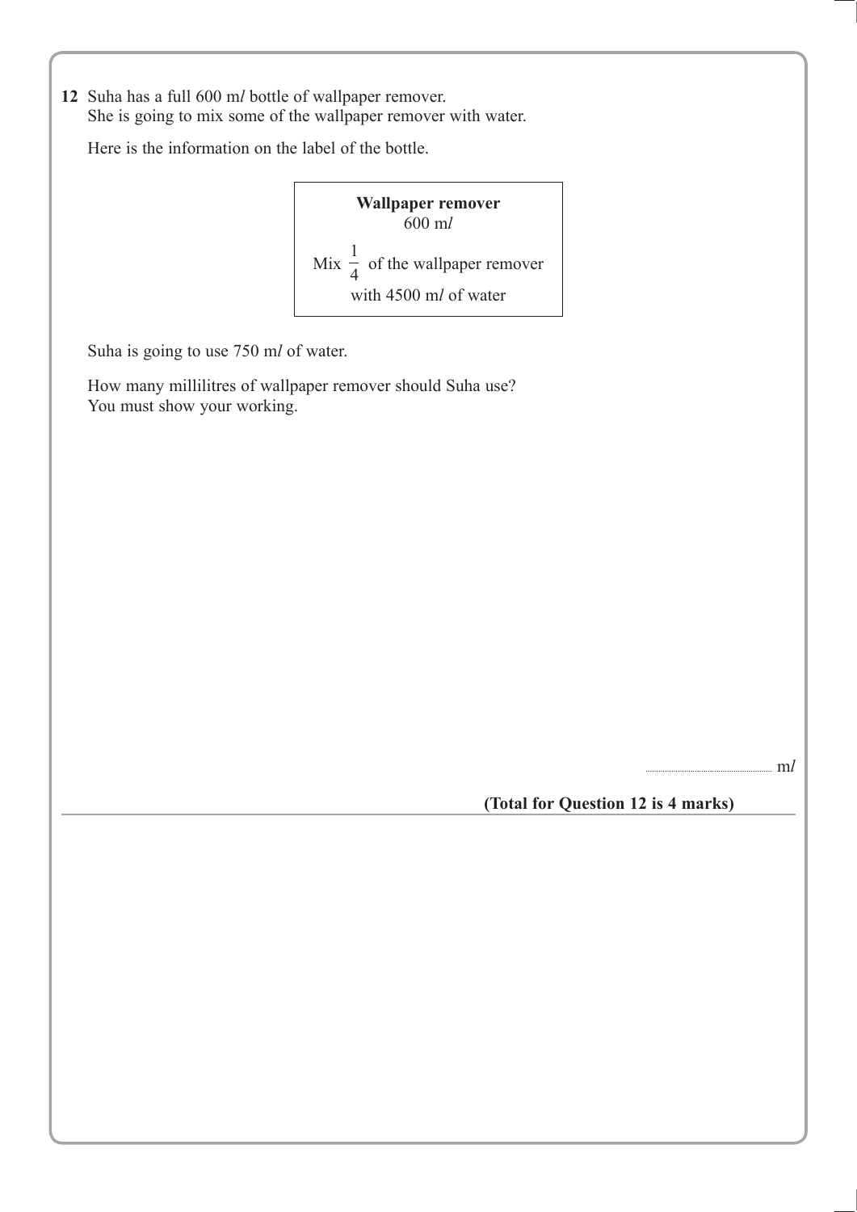**12** Suha has a full 600 m*l* bottle of wallpaper remover.
She is going to mix some of the wallpaper remover with water.

Here is the information on the label of the bottle.

> **Wallpaper remover**
> 600 m*l*
>
> Mix $\frac{1}{4}$ of the wallpaper remover
> with 4500 m*l* of water

Suha is going to use 750 m*l* of water.

How many millilitres of wallpaper remover should Suha use?
You must show your working.

.................................................... m*l*

**(Total for Question 12 is 4 marks)**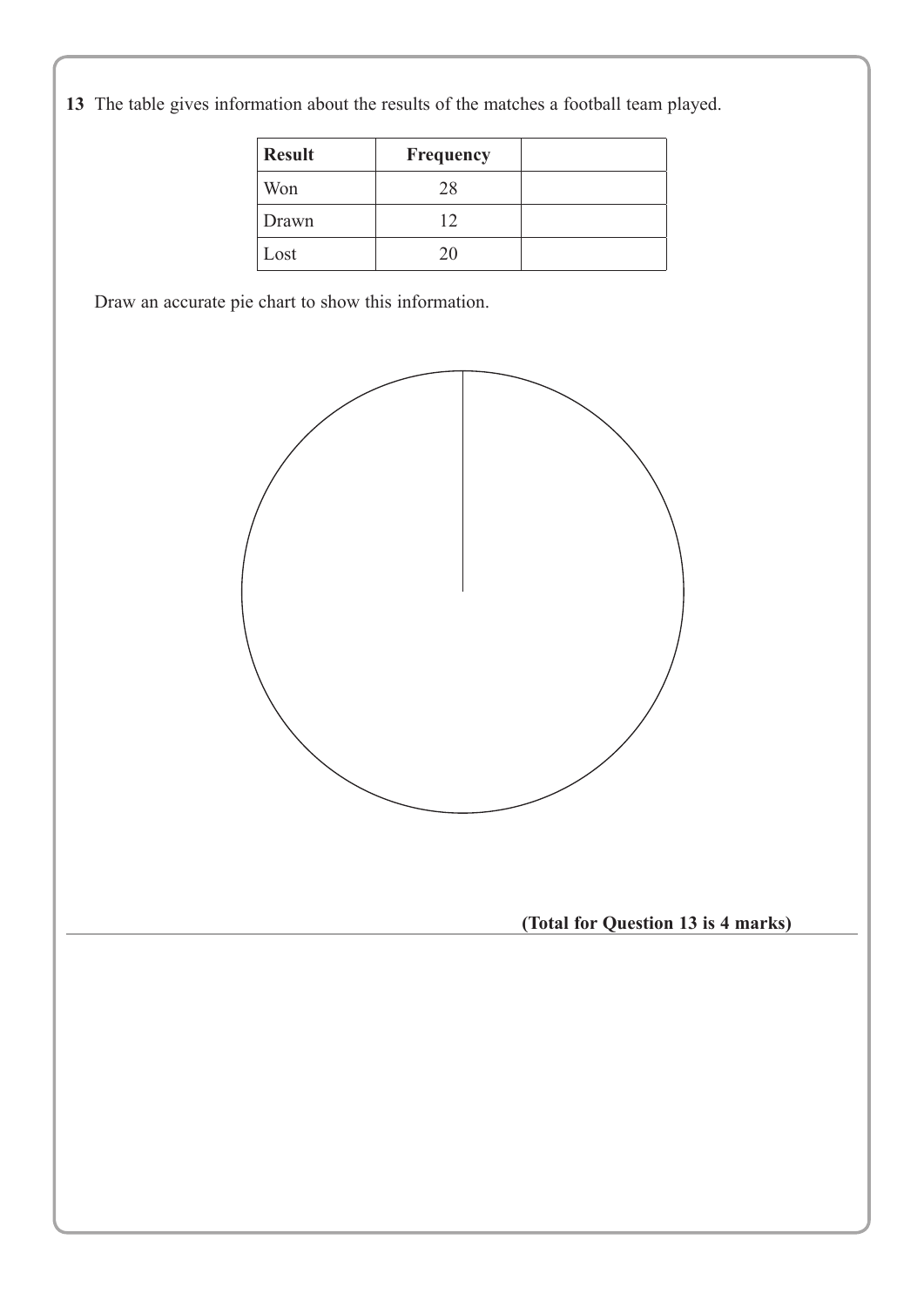**13** The table gives information about the results of the matches a football team played.

| Result | Frequency | |
|---|---|---|
| Won | 28 | |
| Drawn | 12 | |
| Lost | 20 | |

Draw an accurate pie chart to show this information.

**(Total for Question 13 is 4 marks)**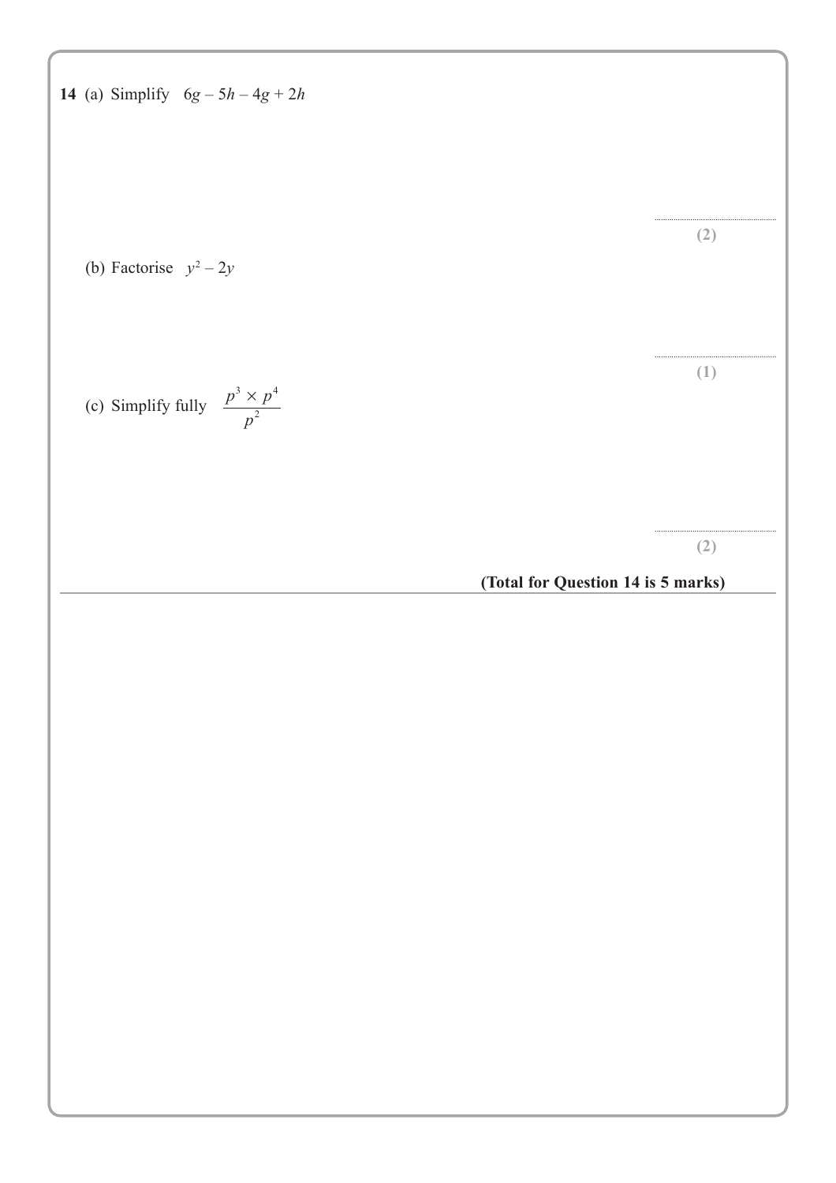**14** (a) Simplify $6g - 5h - 4g + 2h$

..............................

**(2)**

(b) Factorise $y^2 - 2y$

..............................

**(1)**

(c) Simplify fully $\dfrac{p^3 \times p^4}{p^2}$

..............................

**(2)**

**(Total for Question 14 is 5 marks)**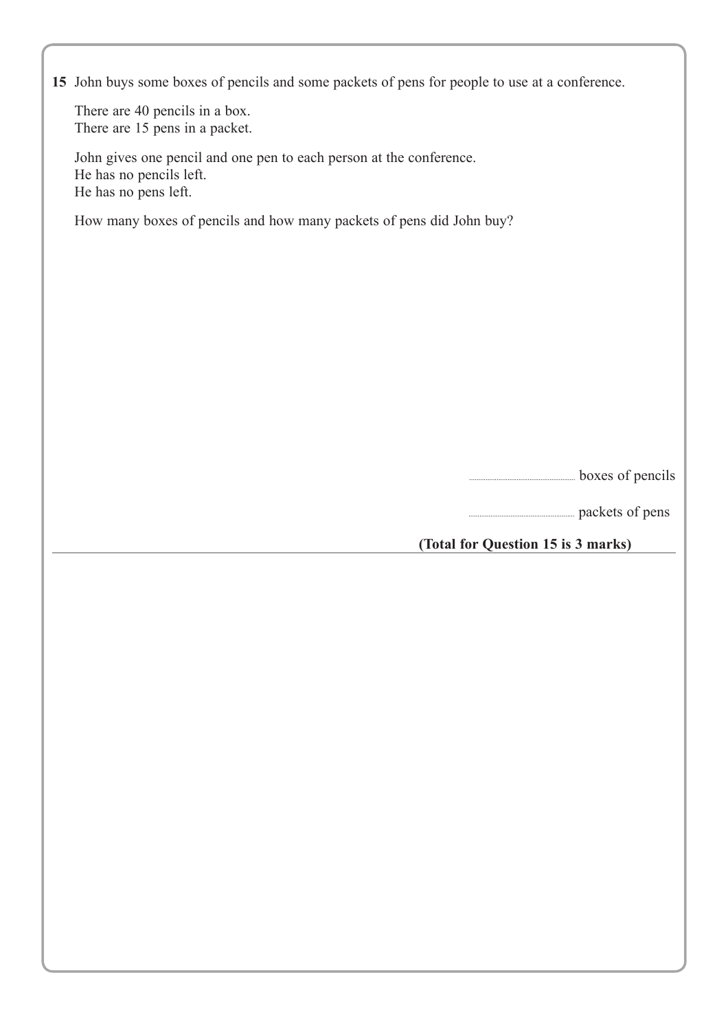**15** John buys some boxes of pencils and some packets of pens for people to use at a conference.

There are 40 pencils in a box.
There are 15 pens in a packet.

John gives one pencil and one pen to each person at the conference.
He has no pencils left.
He has no pens left.

How many boxes of pencils and how many packets of pens did John buy?

.................................... boxes of pencils

.................................... packets of pens

**(Total for Question 15 is 3 marks)**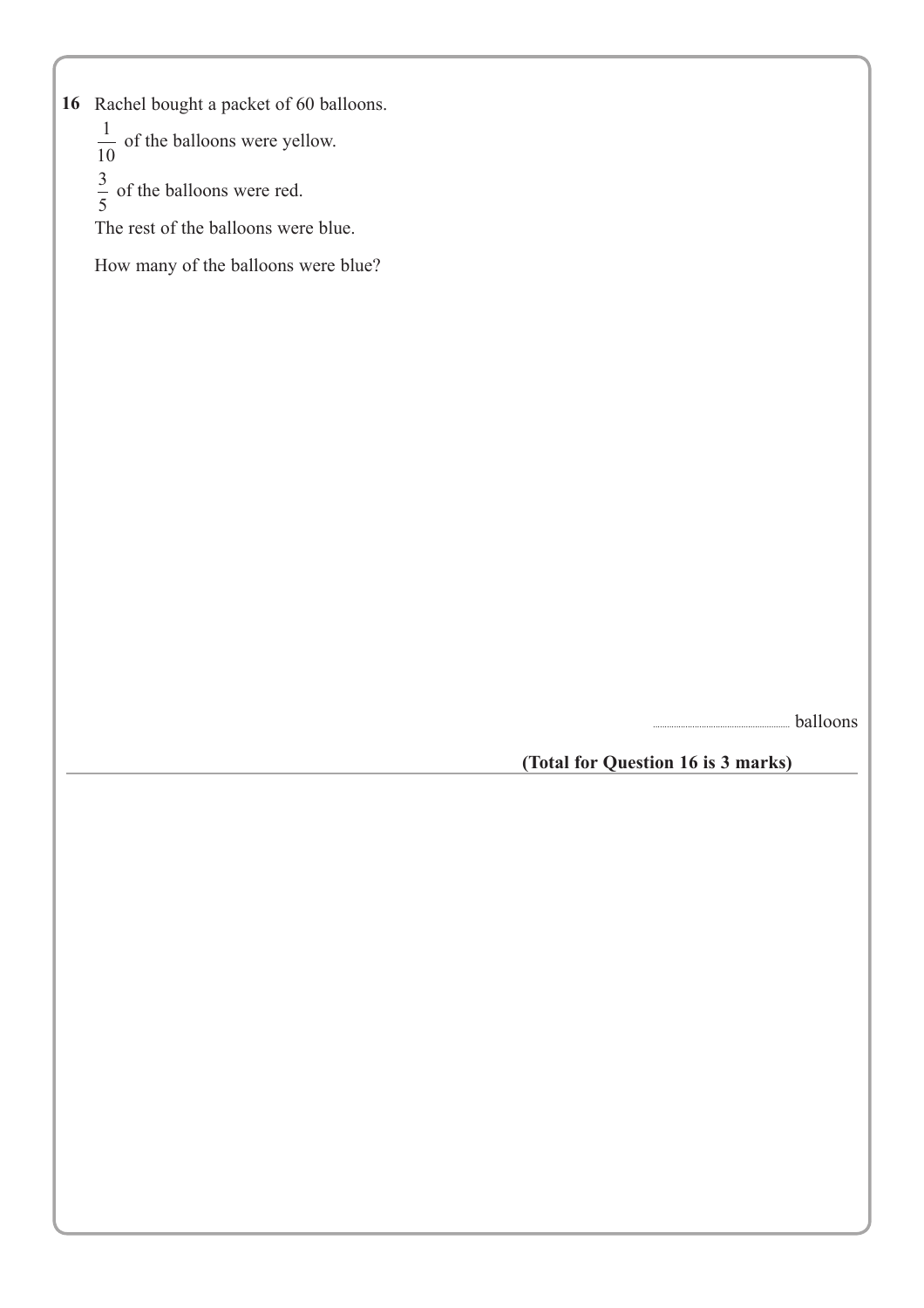**16** Rachel bought a packet of 60 balloons.

$\frac{1}{10}$ of the balloons were yellow.

$\frac{3}{5}$ of the balloons were red.

The rest of the balloons were blue.

How many of the balloons were blue?

.............................................. balloons

**(Total for Question 16 is 3 marks)**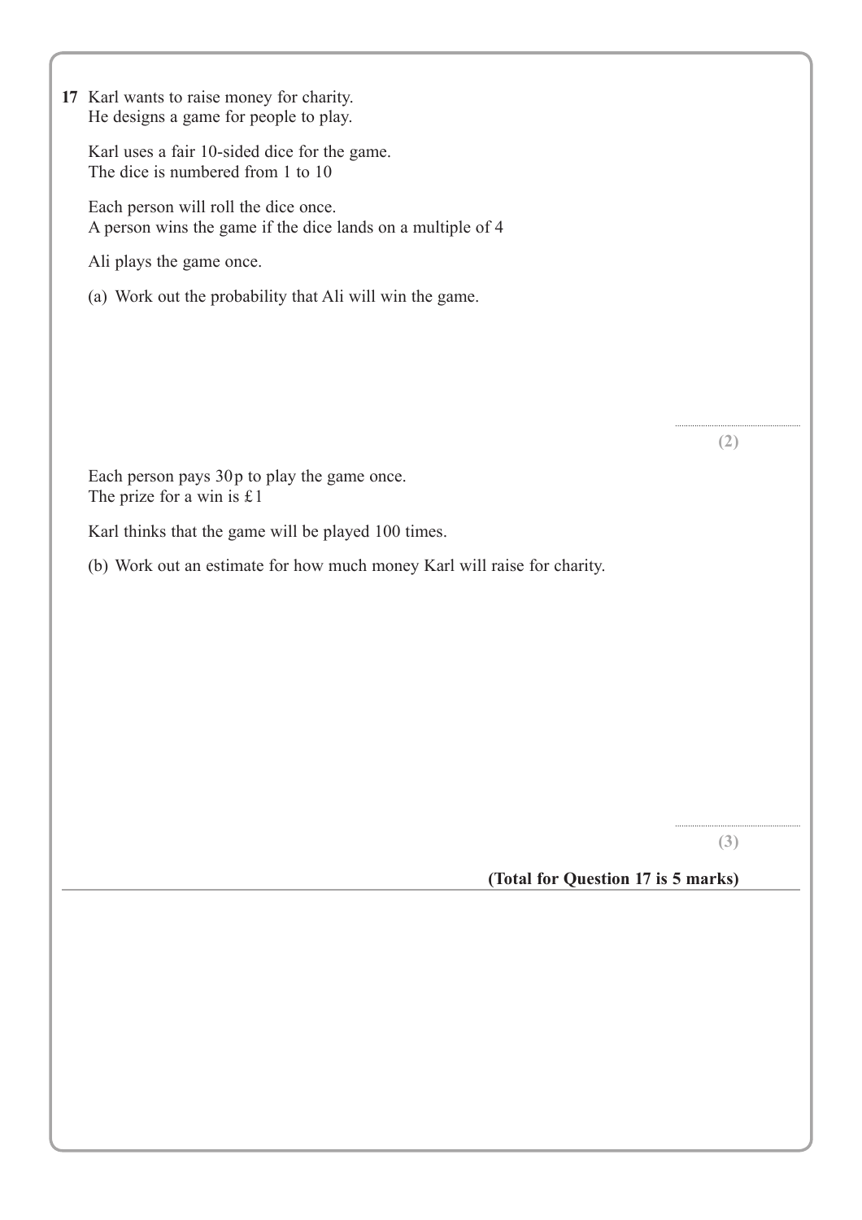**17** Karl wants to raise money for charity.
He designs a game for people to play.

Karl uses a fair 10-sided dice for the game.
The dice is numbered from 1 to 10

Each person will roll the dice once.
A person wins the game if the dice lands on a multiple of 4

Ali plays the game once.

(a) Work out the probability that Ali will win the game.

..............................

**(2)**

Each person pays 30p to play the game once.
The prize for a win is £1

Karl thinks that the game will be played 100 times.

(b) Work out an estimate for how much money Karl will raise for charity.

..............................

**(3)**

**(Total for Question 17 is 5 marks)**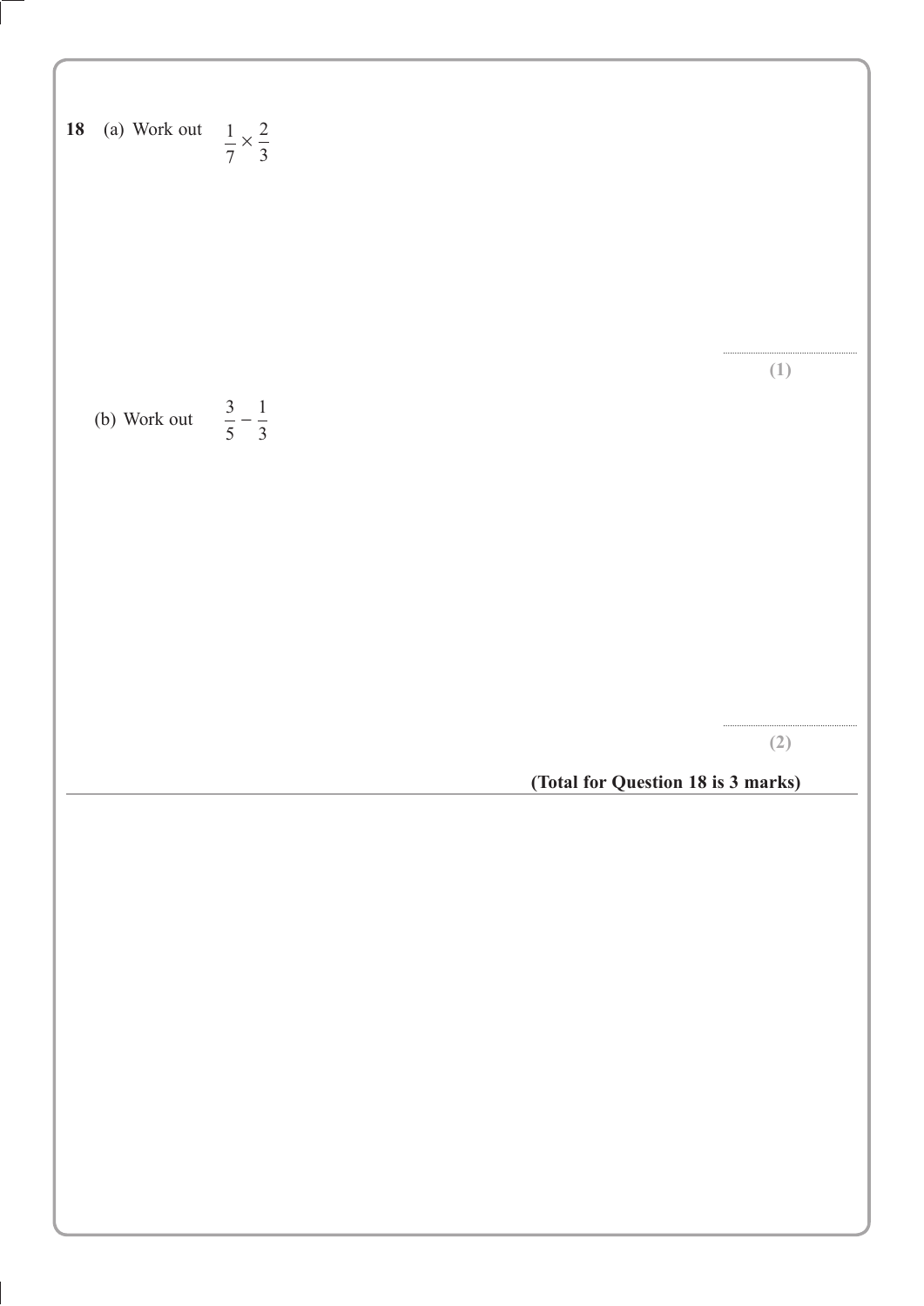**18** (a) Work out $\frac{1}{7} \times \frac{2}{3}$

..............................

**(1)**

(b) Work out $\frac{3}{5} - \frac{1}{3}$

..............................

**(2)**

**(Total for Question 18 is 3 marks)**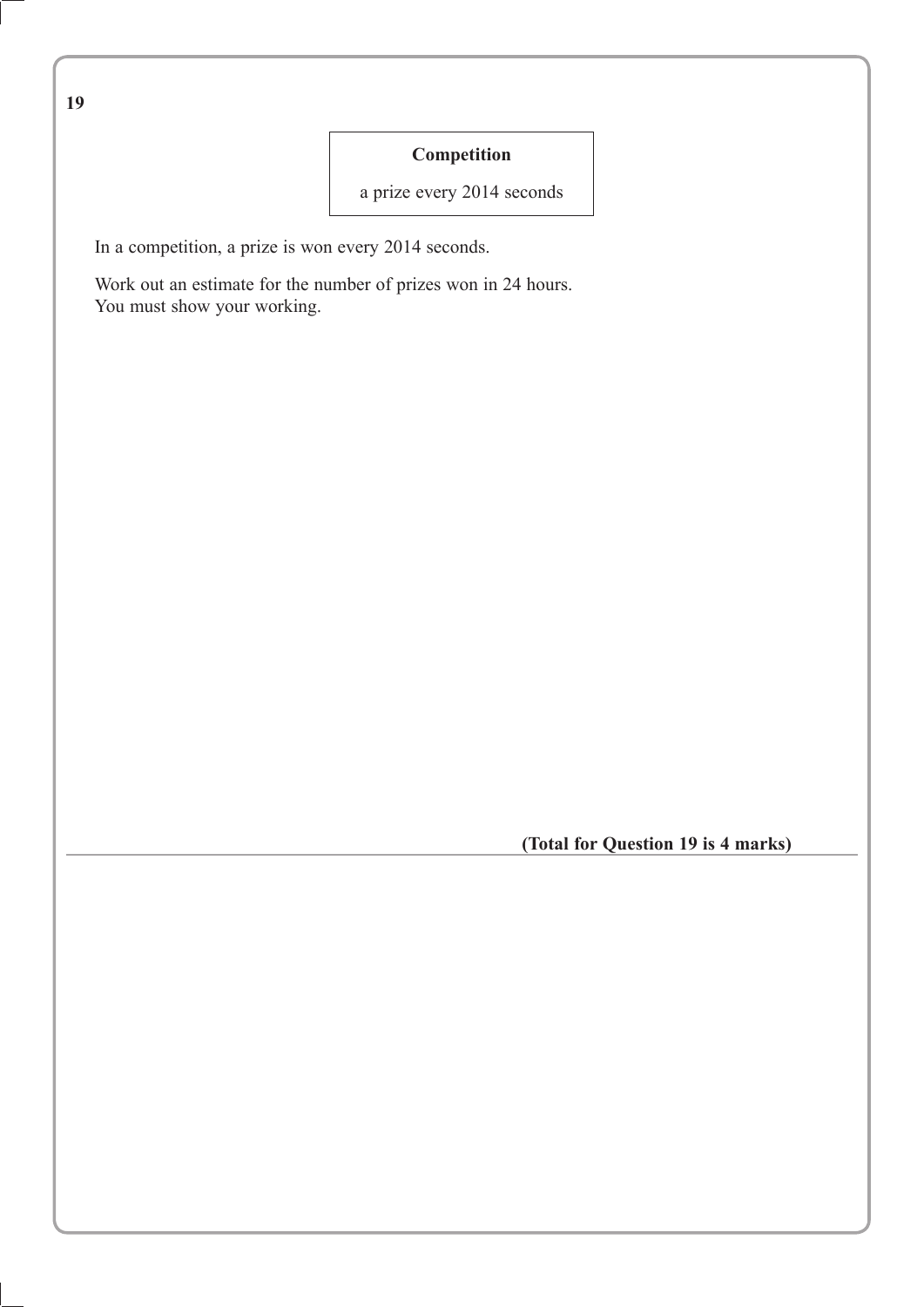**19**

| **Competition** |
| --- |
| a prize every 2014 seconds |

In a competition, a prize is won every 2014 seconds.

Work out an estimate for the number of prizes won in 24 hours.
You must show your working.

**(Total for Question 19 is 4 marks)**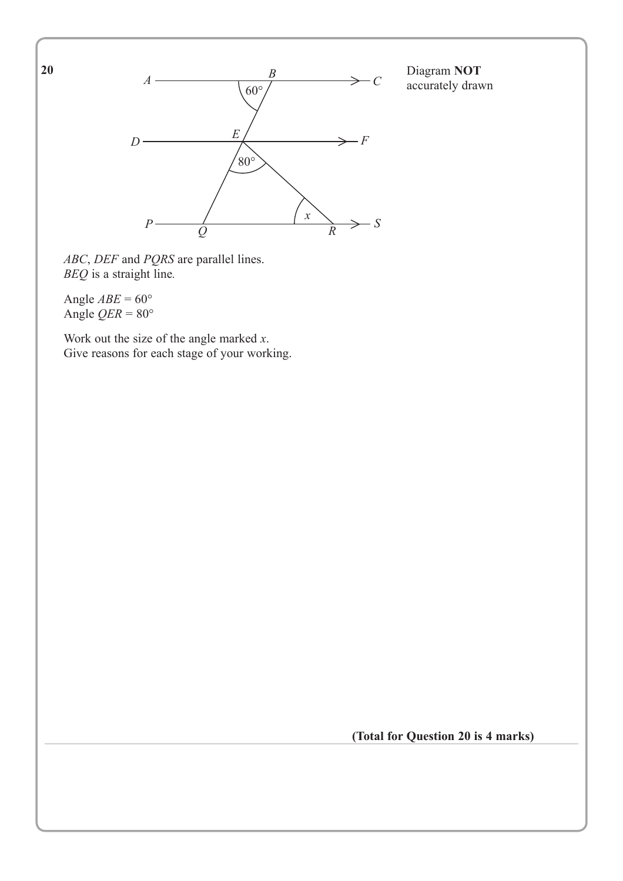**20**

Diagram **NOT** accurately drawn

*ABC*, *DEF* and *PQRS* are parallel lines.
*BEQ* is a straight line.

Angle $ABE = 60°$
Angle $QER = 80°$

Work out the size of the angle marked $x$.
Give reasons for each stage of your working.

**(Total for Question 20 is 4 marks)**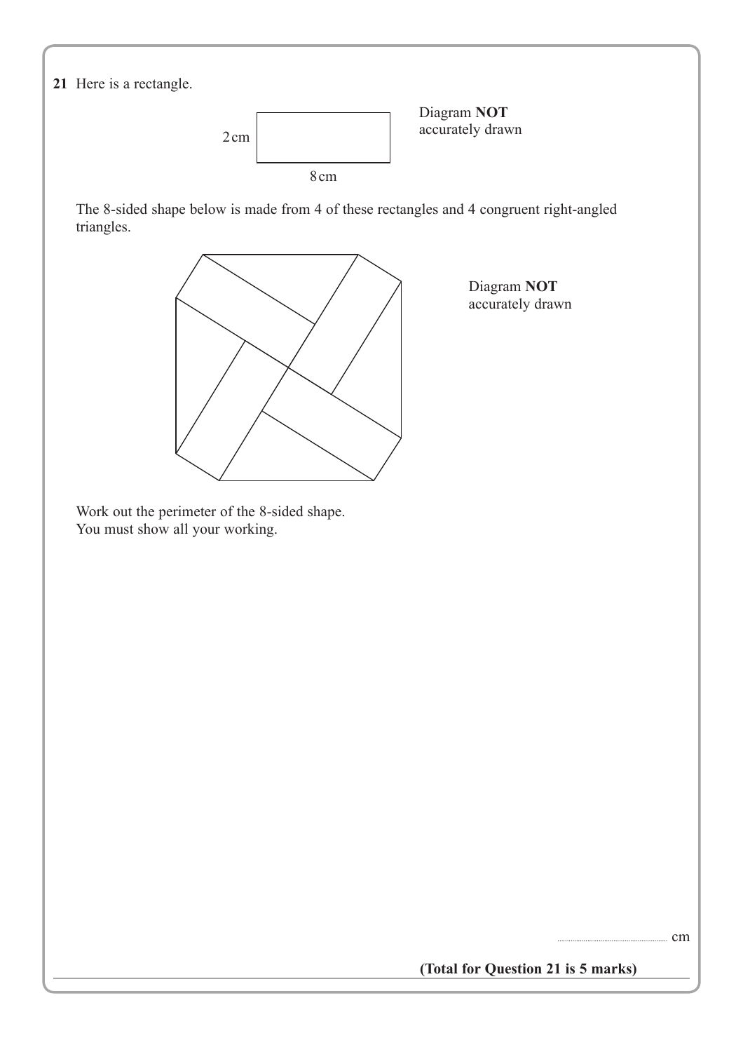**21** Here is a rectangle.

2 cm

8 cm

Diagram **NOT** accurately drawn

The 8-sided shape below is made from 4 of these rectangles and 4 congruent right-angled triangles.

Diagram **NOT** accurately drawn

Work out the perimeter of the 8-sided shape.
You must show all your working.

.......................................................... cm

**(Total for Question 21 is 5 marks)**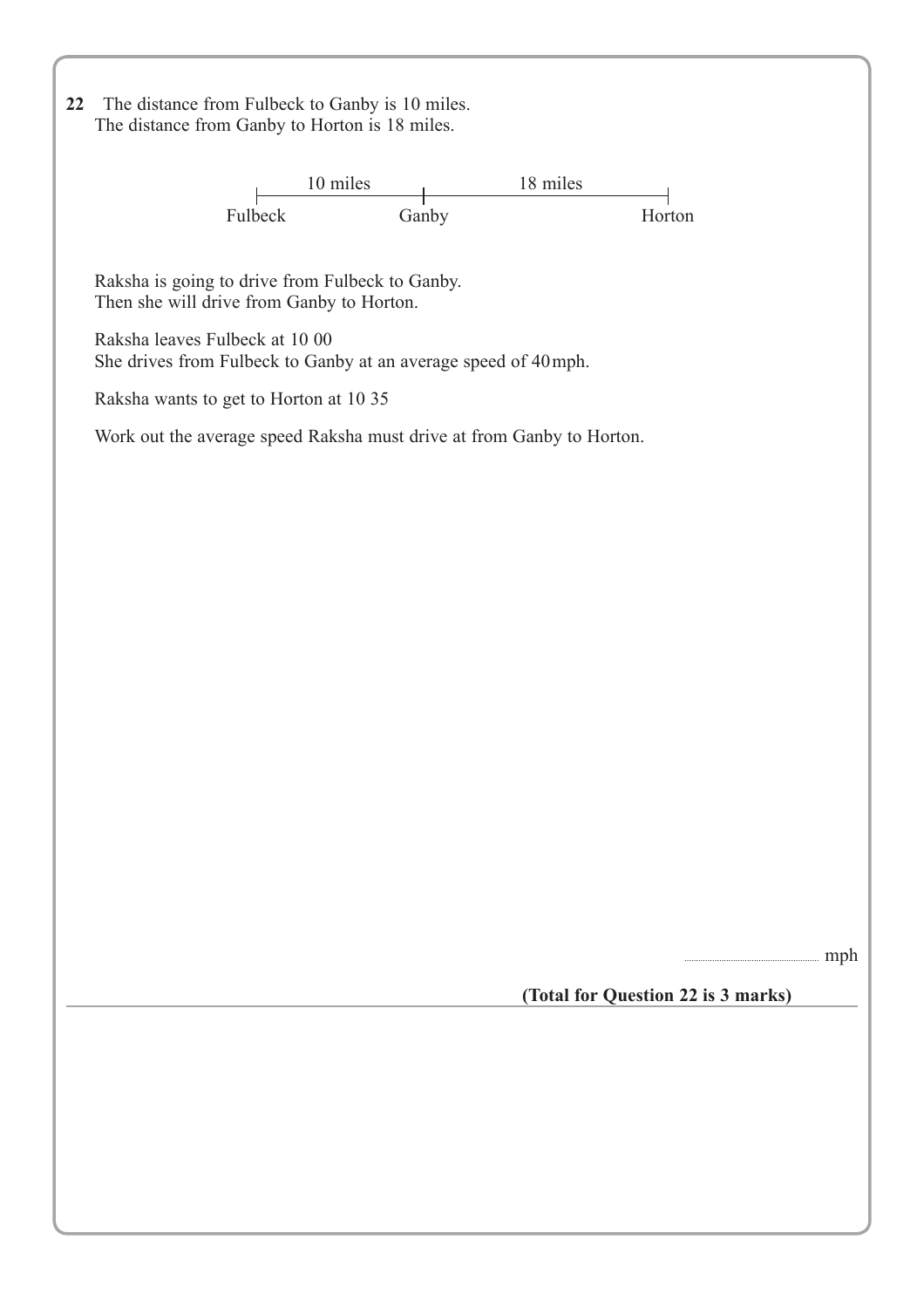**22** The distance from Fulbeck to Ganby is 10 miles.
The distance from Ganby to Horton is 18 miles.

10 miles
18 miles
Fulbeck
Ganby
Horton

Raksha is going to drive from Fulbeck to Ganby.
Then she will drive from Ganby to Horton.

Raksha leaves Fulbeck at 10 00
She drives from Fulbeck to Ganby at an average speed of 40 mph.

Raksha wants to get to Horton at 10 35

Work out the average speed Raksha must drive at from Ganby to Horton.

.......................................... mph

**(Total for Question 22 is 3 marks)**